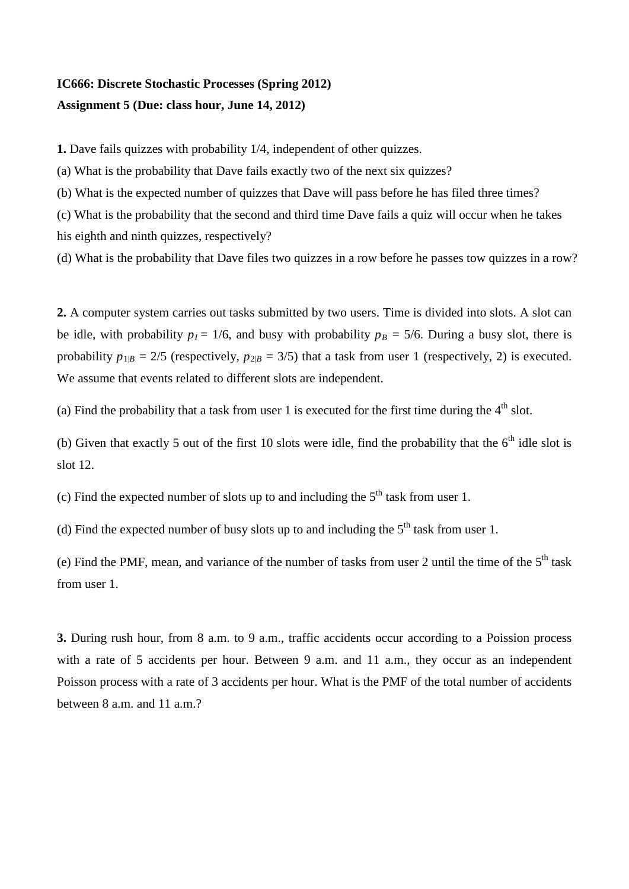**IC666: Discrete Stochastic Processes (Spring 2012)**

**Assignment 5 (Due: class hour, June 14, 2012)**

**1.** Dave fails quizzes with probability 1/4, independent of other quizzes.

(a) What is the probability that Dave fails exactly two of the next six quizzes?

(b) What is the expected number of quizzes that Dave will pass before he has filed three times?

(c) What is the probability that the second and third time Dave fails a quiz will occur when he takes his eighth and ninth quizzes, respectively?

(d) What is the probability that Dave files two quizzes in a row before he passes tow quizzes in a row?

**2.** A computer system carries out tasks submitted by two users. Time is divided into slots. A slot can be idle, with probability $p_I = 1/6$, and busy with probability $p_B = 5/6$. During a busy slot, there is probability $p_{1|B} = 2/5$ (respectively, $p_{2|B} = 3/5$) that a task from user 1 (respectively, 2) is executed. We assume that events related to different slots are independent.

(a) Find the probability that a task from user 1 is executed for the first time during the $4^{th}$ slot.

(b) Given that exactly 5 out of the first 10 slots were idle, find the probability that the $6^{th}$ idle slot is slot 12.

(c) Find the expected number of slots up to and including the $5^{th}$ task from user 1.

(d) Find the expected number of busy slots up to and including the $5^{th}$ task from user 1.

(e) Find the PMF, mean, and variance of the number of tasks from user 2 until the time of the $5^{th}$ task from user 1.

**3.** During rush hour, from 8 a.m. to 9 a.m., traffic accidents occur according to a Poission process with a rate of 5 accidents per hour. Between 9 a.m. and 11 a.m., they occur as an independent Poisson process with a rate of 3 accidents per hour. What is the PMF of the total number of accidents between 8 a.m. and 11 a.m.?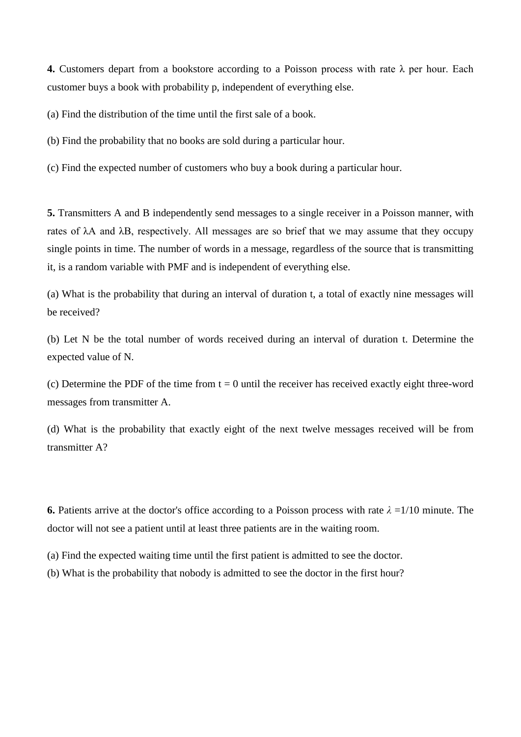**4.** Customers depart from a bookstore according to a Poisson process with rate $\lambda$ per hour. Each customer buys a book with probability p, independent of everything else.

(a) Find the distribution of the time until the first sale of a book.

(b) Find the probability that no books are sold during a particular hour.

(c) Find the expected number of customers who buy a book during a particular hour.

**5.** Transmitters A and B independently send messages to a single receiver in a Poisson manner, with rates of $\lambda A$ and $\lambda B$, respectively. All messages are so brief that we may assume that they occupy single points in time. The number of words in a message, regardless of the source that is transmitting it, is a random variable with PMF and is independent of everything else.

(a) What is the probability that during an interval of duration t, a total of exactly nine messages will be received?

(b) Let N be the total number of words received during an interval of duration t. Determine the expected value of N.

(c) Determine the PDF of the time from $t = 0$ until the receiver has received exactly eight three-word messages from transmitter A.

(d) What is the probability that exactly eight of the next twelve messages received will be from transmitter A?

**6.** Patients arrive at the doctor's office according to a Poisson process with rate $\lambda = 1/10$ minute. The doctor will not see a patient until at least three patients are in the waiting room.

(a) Find the expected waiting time until the first patient is admitted to see the doctor.

(b) What is the probability that nobody is admitted to see the doctor in the first hour?